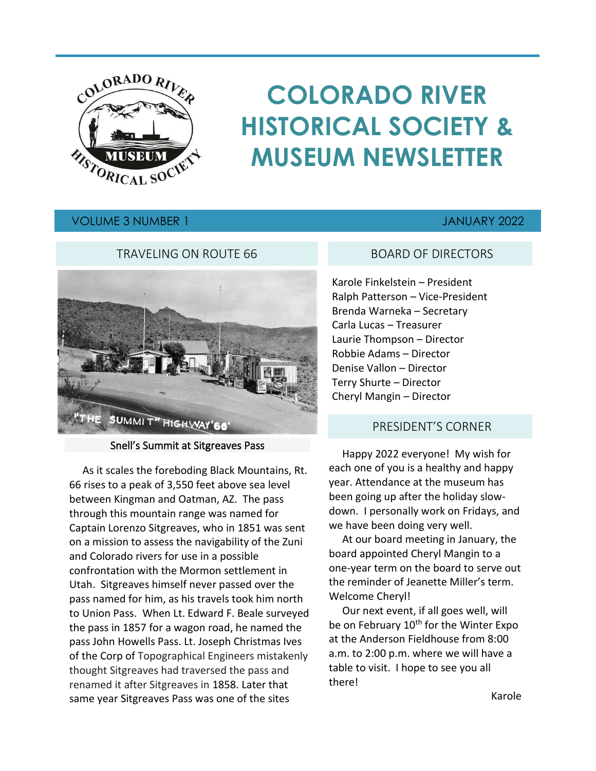# COLORADO RIVER HISTORICAL SOCIETY & MUSEUM NEWSLETTER

VOLUME 3 NUMBER 1 JANUARY 2022

## TRAVELING ON ROUTE 66

Snell's Summit at Sitgreaves Pass

As it scales the foreboding Black Mountains, Rt. 66 rises to a peak of 3,550 feet above sea level between Kingman and Oatman, AZ. The pass through this mountain range was named for Captain Lorenzo Sitgreaves, who in 1851 was sent on a mission to assess the navigability of the Zuni and Colorado rivers for use in a possible confrontation with the Mormon settlement in Utah. Sitgreaves himself never passed over the pass named for him, as his travels took him north to Union Pass. When Lt. Edward F. Beale surveyed the pass in 1857 for a wagon road, he named the pass John Howells Pass. Lt. Joseph Christmas Ives of the Corp of Topographical Engineers mistakenly thought Sitgreaves had traversed the pass and renamed it after Sitgreaves in 1858. Later that same year Sitgreaves Pass was one of the sites

## BOARD OF DIRECTORS

Karole Finkelstein – President
Ralph Patterson – Vice-President
Brenda Warneka – Secretary
Carla Lucas – Treasurer
Laurie Thompson – Director
Robbie Adams – Director
Denise Vallon – Director
Terry Shurte – Director
Cheryl Mangin – Director

## PRESIDENT'S CORNER

Happy 2022 everyone! My wish for each one of you is a healthy and happy year. Attendance at the museum has been going up after the holiday slow-down. I personally work on Fridays, and we have been doing very well.

At our board meeting in January, the board appointed Cheryl Mangin to a one-year term on the board to serve out the reminder of Jeanette Miller's term. Welcome Cheryl!

Our next event, if all goes well, will be on February 10th for the Winter Expo at the Anderson Fieldhouse from 8:00 a.m. to 2:00 p.m. where we will have a table to visit. I hope to see you all there!

Karole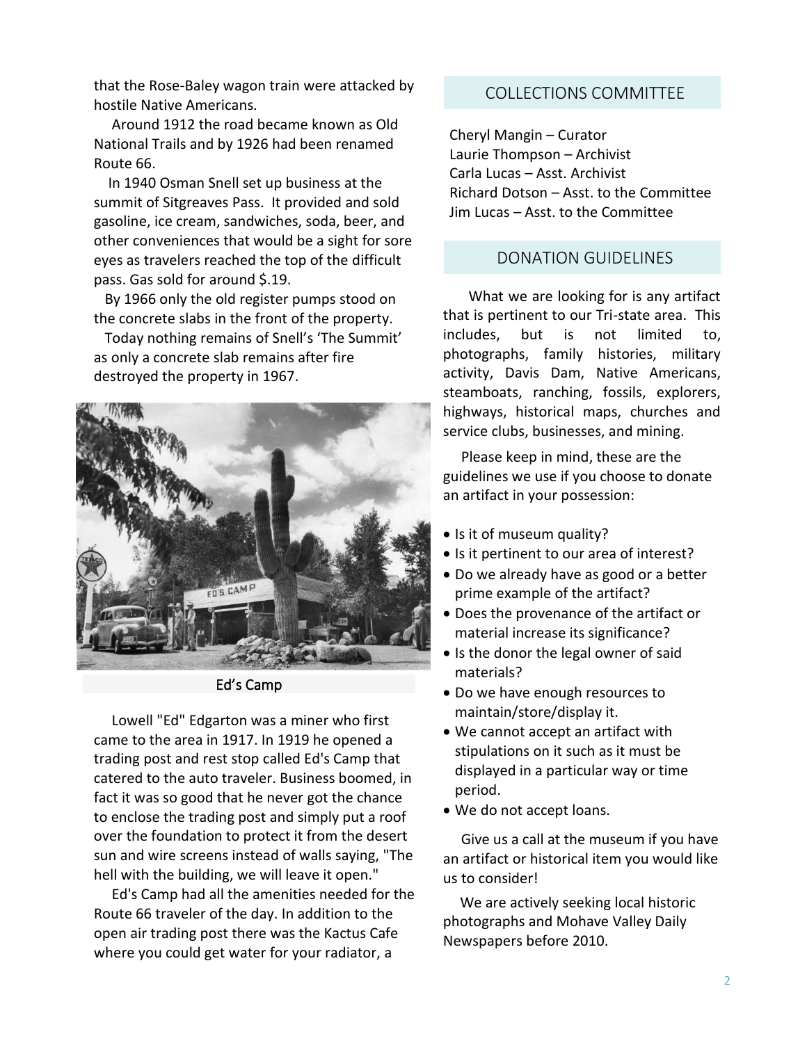that the Rose-Baley wagon train were attacked by hostile Native Americans.

Around 1912 the road became known as Old National Trails and by 1926 had been renamed Route 66.

In 1940 Osman Snell set up business at the summit of Sitgreaves Pass. It provided and sold gasoline, ice cream, sandwiches, soda, beer, and other conveniences that would be a sight for sore eyes as travelers reached the top of the difficult pass. Gas sold for around $.19.

By 1966 only the old register pumps stood on the concrete slabs in the front of the property.

Today nothing remains of Snell's 'The Summit' as only a concrete slab remains after fire destroyed the property in 1967.

Ed's Camp

Lowell "Ed" Edgarton was a miner who first came to the area in 1917. In 1919 he opened a trading post and rest stop called Ed's Camp that catered to the auto traveler. Business boomed, in fact it was so good that he never got the chance to enclose the trading post and simply put a roof over the foundation to protect it from the desert sun and wire screens instead of walls saying, "The hell with the building, we will leave it open."

Ed's Camp had all the amenities needed for the Route 66 traveler of the day. In addition to the open air trading post there was the Kactus Cafe where you could get water for your radiator, a

## COLLECTIONS COMMITTEE

Cheryl Mangin – Curator
Laurie Thompson – Archivist
Carla Lucas – Asst. Archivist
Richard Dotson – Asst. to the Committee
Jim Lucas – Asst. to the Committee

## DONATION GUIDELINES

What we are looking for is any artifact that is pertinent to our Tri-state area. This includes, but is not limited to, photographs, family histories, military activity, Davis Dam, Native Americans, steamboats, ranching, fossils, explorers, highways, historical maps, churches and service clubs, businesses, and mining.

Please keep in mind, these are the guidelines we use if you choose to donate an artifact in your possession:

- Is it of museum quality?
- Is it pertinent to our area of interest?
- Do we already have as good or a better prime example of the artifact?
- Does the provenance of the artifact or material increase its significance?
- Is the donor the legal owner of said materials?
- Do we have enough resources to maintain/store/display it.
- We cannot accept an artifact with stipulations on it such as it must be displayed in a particular way or time period.
- We do not accept loans.

Give us a call at the museum if you have an artifact or historical item you would like us to consider!

We are actively seeking local historic photographs and Mohave Valley Daily Newspapers before 2010.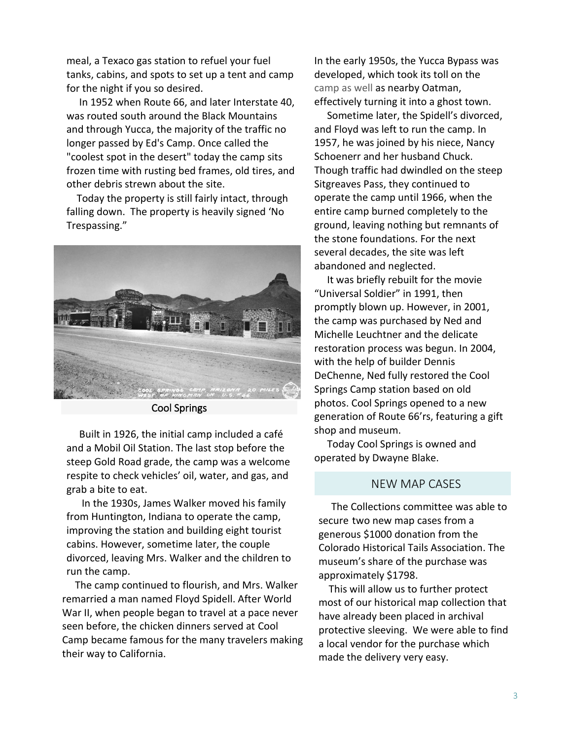meal, a Texaco gas station to refuel your fuel tanks, cabins, and spots to set up a tent and camp for the night if you so desired.

In 1952 when Route 66, and later Interstate 40, was routed south around the Black Mountains and through Yucca, the majority of the traffic no longer passed by Ed's Camp. Once called the "coolest spot in the desert" today the camp sits frozen time with rusting bed frames, old tires, and other debris strewn about the site.

Today the property is still fairly intact, through falling down. The property is heavily signed 'No Trespassing."

Cool Springs

Built in 1926, the initial camp included a café and a Mobil Oil Station. The last stop before the steep Gold Road grade, the camp was a welcome respite to check vehicles' oil, water, and gas, and grab a bite to eat.

In the 1930s, James Walker moved his family from Huntington, Indiana to operate the camp, improving the station and building eight tourist cabins. However, sometime later, the couple divorced, leaving Mrs. Walker and the children to run the camp.

The camp continued to flourish, and Mrs. Walker remarried a man named Floyd Spidell. After World War II, when people began to travel at a pace never seen before, the chicken dinners served at Cool Camp became famous for the many travelers making their way to California.

In the early 1950s, the Yucca Bypass was developed, which took its toll on the camp as well as nearby Oatman, effectively turning it into a ghost town.

Sometime later, the Spidell's divorced, and Floyd was left to run the camp. In 1957, he was joined by his niece, Nancy Schoenerr and her husband Chuck. Though traffic had dwindled on the steep Sitgreaves Pass, they continued to operate the camp until 1966, when the entire camp burned completely to the ground, leaving nothing but remnants of the stone foundations. For the next several decades, the site was left abandoned and neglected.

It was briefly rebuilt for the movie "Universal Soldier" in 1991, then promptly blown up. However, in 2001, the camp was purchased by Ned and Michelle Leuchtner and the delicate restoration process was begun. In 2004, with the help of builder Dennis DeChenne, Ned fully restored the Cool Springs Camp station based on old photos. Cool Springs opened to a new generation of Route 66'rs, featuring a gift shop and museum.

Today Cool Springs is owned and operated by Dwayne Blake.

## NEW MAP CASES

The Collections committee was able to secure two new map cases from a generous $1000 donation from the Colorado Historical Tails Association. The museum's share of the purchase was approximately $1798.

This will allow us to further protect most of our historical map collection that have already been placed in archival protective sleeving. We were able to find a local vendor for the purchase which made the delivery very easy.